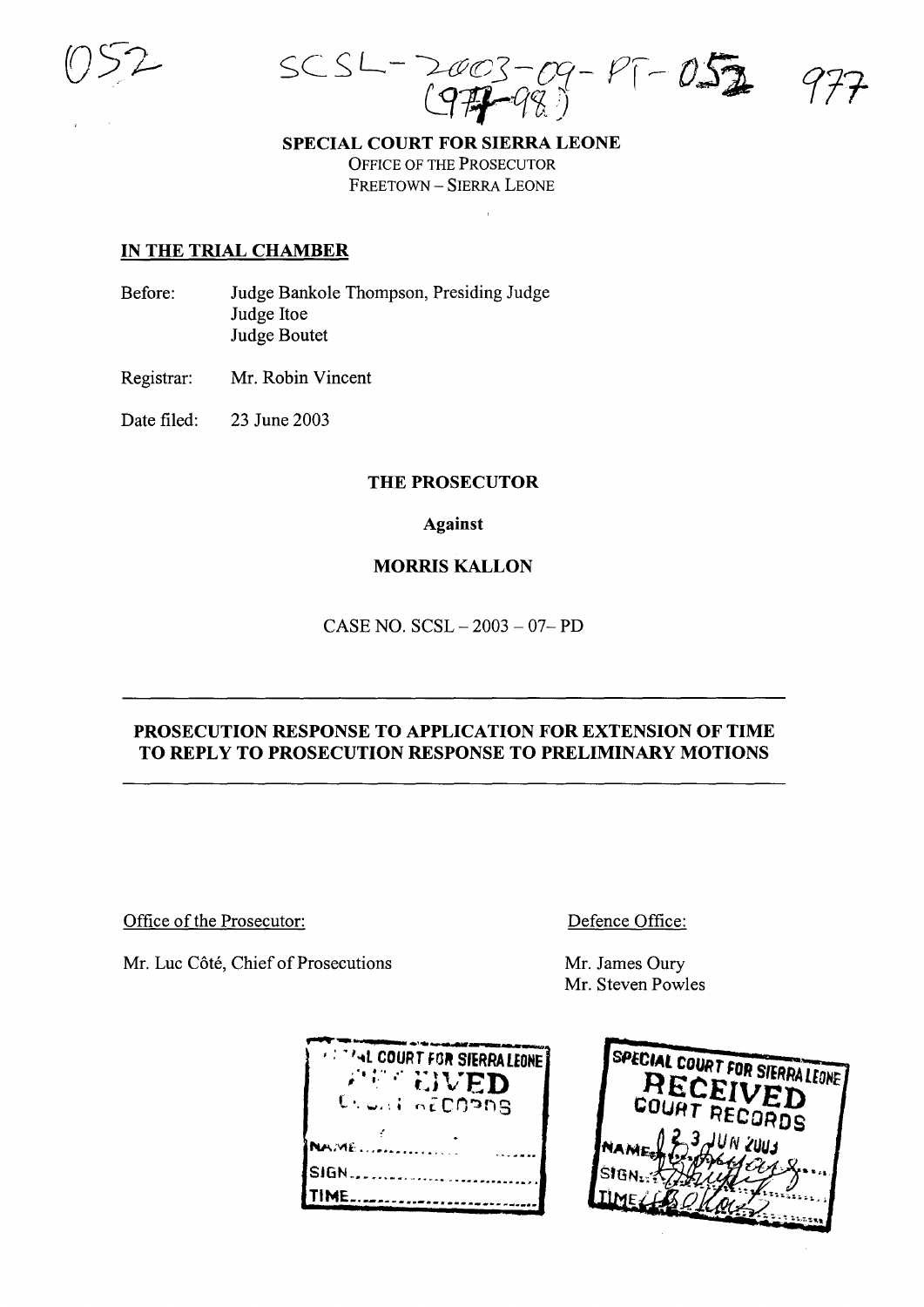052

SCSL-2003-09-PT-052 (977-98)

977

**SPECIAL COURT FOR SIERRA LEONE**
OFFICE OF THE PROSECUTOR
FREETOWN – SIERRA LEONE

**IN THE TRIAL CHAMBER**

Before: Judge Bankole Thompson, Presiding Judge
Judge Itoe
Judge Boutet

Registrar: Mr. Robin Vincent

Date filed: 23 June 2003

**THE PROSECUTOR**

**Against**

**MORRIS KALLON**

CASE NO. SCSL – 2003 – 07– PD

---

**PROSECUTION RESPONSE TO APPLICATION FOR EXTENSION OF TIME TO REPLY TO PROSECUTION RESPONSE TO PRELIMINARY MOTIONS**

---

Office of the Prosecutor:

Mr. Luc Côté, Chief of Prosecutions

Defence Office:

Mr. James Oury
Mr. Steven Powles

SPECIAL COURT FOR SIERRA LEONE
RECEIVED
COURT RECORDS
NAME
SIGN
TIME

SPECIAL COURT FOR SIERRA LEONE
RECEIVED
COURT RECORDS
NAME 23 JUN 2003
SIGN
TIME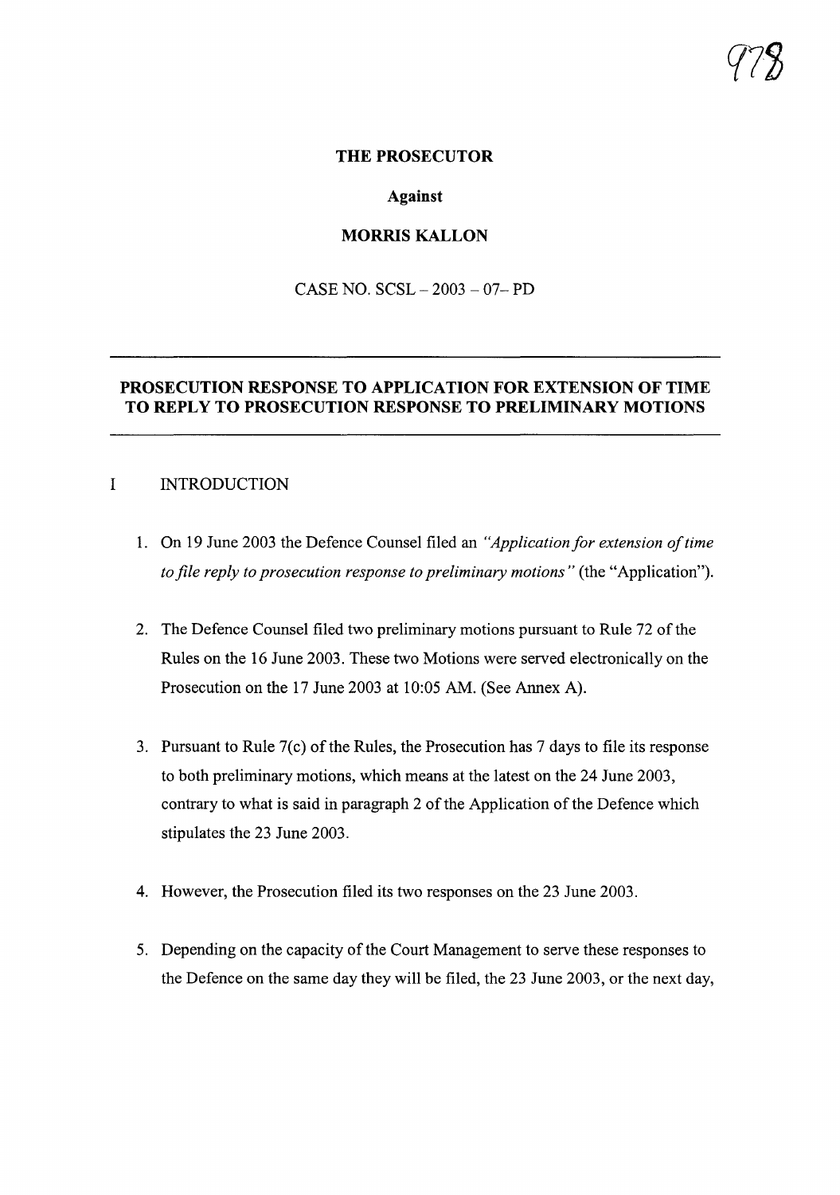**THE PROSECUTOR**

**Against**

**MORRIS KALLON**

CASE NO. SCSL – 2003 – 07– PD

---

## PROSECUTION RESPONSE TO APPLICATION FOR EXTENSION OF TIME TO REPLY TO PROSECUTION RESPONSE TO PRELIMINARY MOTIONS

---

### I INTRODUCTION

1. On 19 June 2003 the Defence Counsel filed an *"Application for extension of time to file reply to prosecution response to preliminary motions"* (the "Application").

2. The Defence Counsel filed two preliminary motions pursuant to Rule 72 of the Rules on the 16 June 2003. These two Motions were served electronically on the Prosecution on the 17 June 2003 at 10:05 AM. (See Annex A).

3. Pursuant to Rule 7(c) of the Rules, the Prosecution has 7 days to file its response to both preliminary motions, which means at the latest on the 24 June 2003, contrary to what is said in paragraph 2 of the Application of the Defence which stipulates the 23 June 2003.

4. However, the Prosecution filed its two responses on the 23 June 2003.

5. Depending on the capacity of the Court Management to serve these responses to the Defence on the same day they will be filed, the 23 June 2003, or the next day,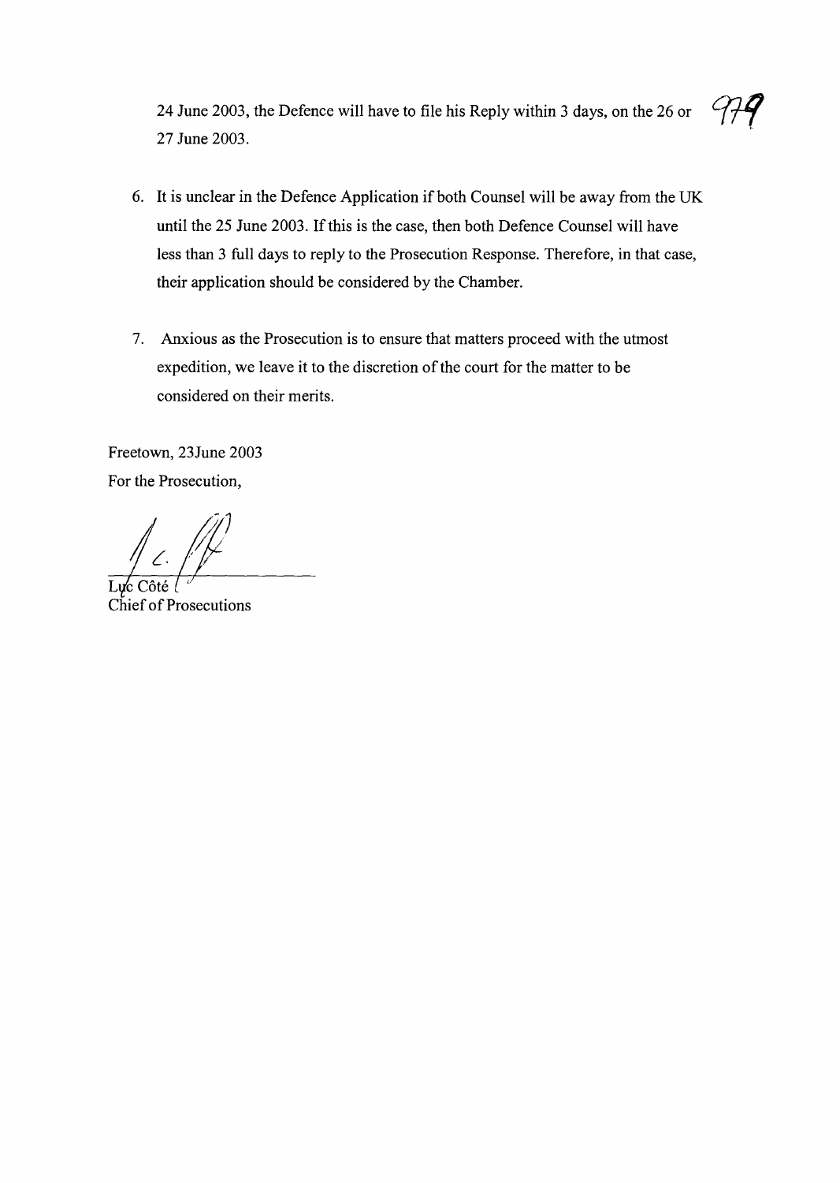24 June 2003, the Defence will have to file his Reply within 3 days, on the 26 or 27 June 2003.

6. It is unclear in the Defence Application if both Counsel will be away from the UK until the 25 June 2003. If this is the case, then both Defence Counsel will have less than 3 full days to reply to the Prosecution Response. Therefore, in that case, their application should be considered by the Chamber.

7. Anxious as the Prosecution is to ensure that matters proceed with the utmost expedition, we leave it to the discretion of the court for the matter to be considered on their merits.

Freetown, 23June 2003

For the Prosecution,

Luc Côté

Chief of Prosecutions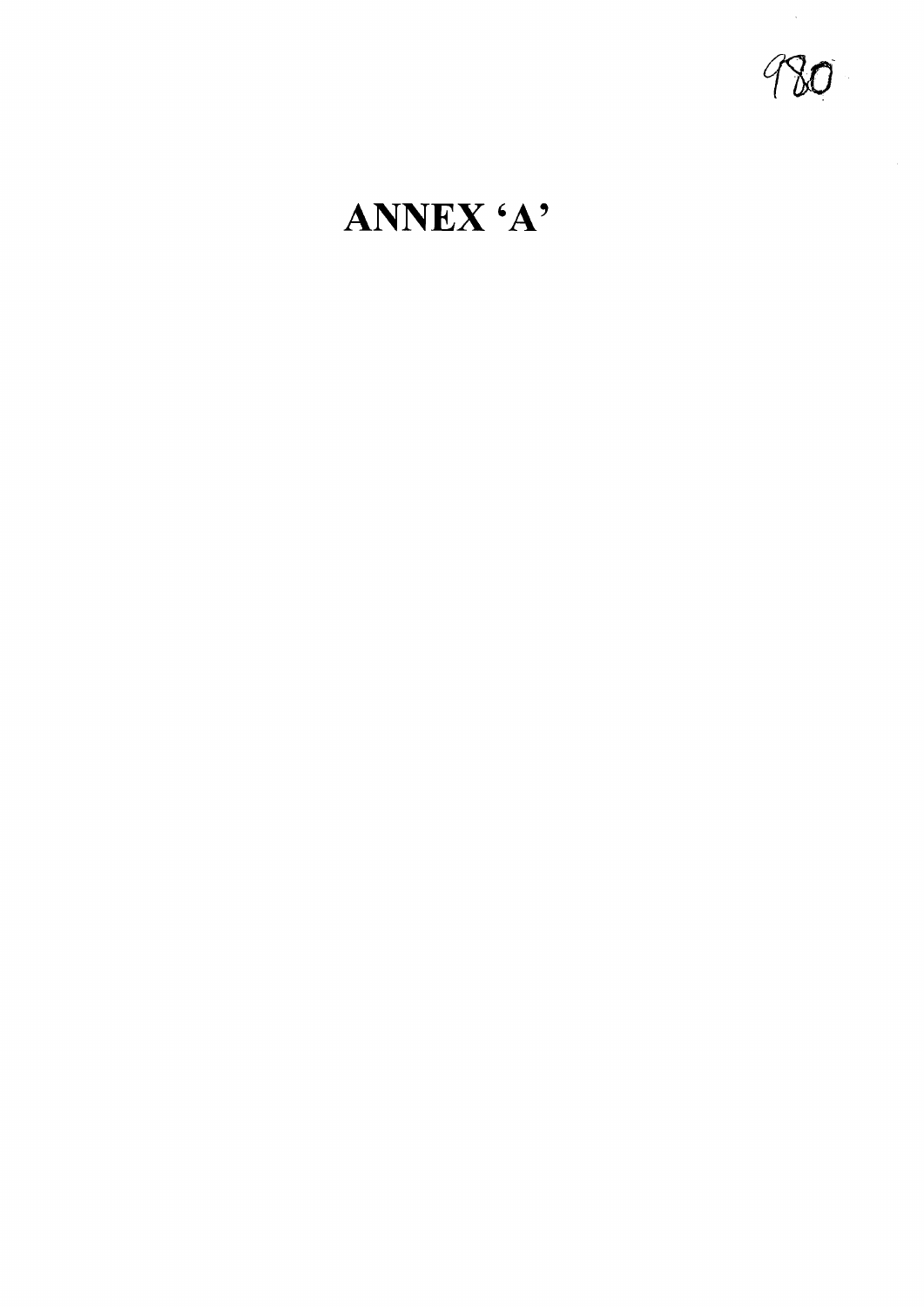# ANNEX 'A'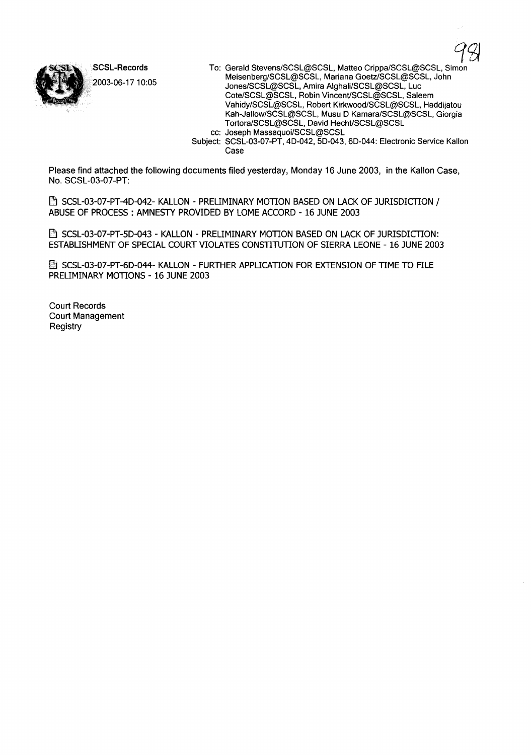981

**SCSL-Records**

2003-06-17 10:05

To: Gerald Stevens/SCSL@SCSL, Matteo Crippa/SCSL@SCSL, Simon Meisenberg/SCSL@SCSL, Mariana Goetz/SCSL@SCSL, John Jones/SCSL@SCSL, Amira Alghali/SCSL@SCSL, Luc Cote/SCSL@SCSL, Robin Vincent/SCSL@SCSL, Saleem Vahidy/SCSL@SCSL, Robert Kirkwood/SCSL@SCSL, Haddijatou Kah-Jallow/SCSL@SCSL, Musu D Kamara/SCSL@SCSL, Giorgia Tortora/SCSL@SCSL, David Hecht/SCSL@SCSL

cc: Joseph Massaquoi/SCSL@SCSL

Subject: SCSL-03-07-PT, 4D-042, 5D-043, 6D-044: Electronic Service Kallon Case

Please find attached the following documents filed yesterday, Monday 16 June 2003, in the Kallon Case, No. SCSL-03-07-PT:

SCSL-03-07-PT-4D-042- KALLON - PRELIMINARY MOTION BASED ON LACK OF JURISDICTION / ABUSE OF PROCESS : AMNESTY PROVIDED BY LOME ACCORD - 16 JUNE 2003

SCSL-03-07-PT-5D-043 - KALLON - PRELIMINARY MOTION BASED ON LACK OF JURISDICTION: ESTABLISHMENT OF SPECIAL COURT VIOLATES CONSTITUTION OF SIERRA LEONE - 16 JUNE 2003

SCSL-03-07-PT-6D-044- KALLON - FURTHER APPLICATION FOR EXTENSION OF TIME TO FILE PRELIMINARY MOTIONS - 16 JUNE 2003

Court Records
Court Management
Registry